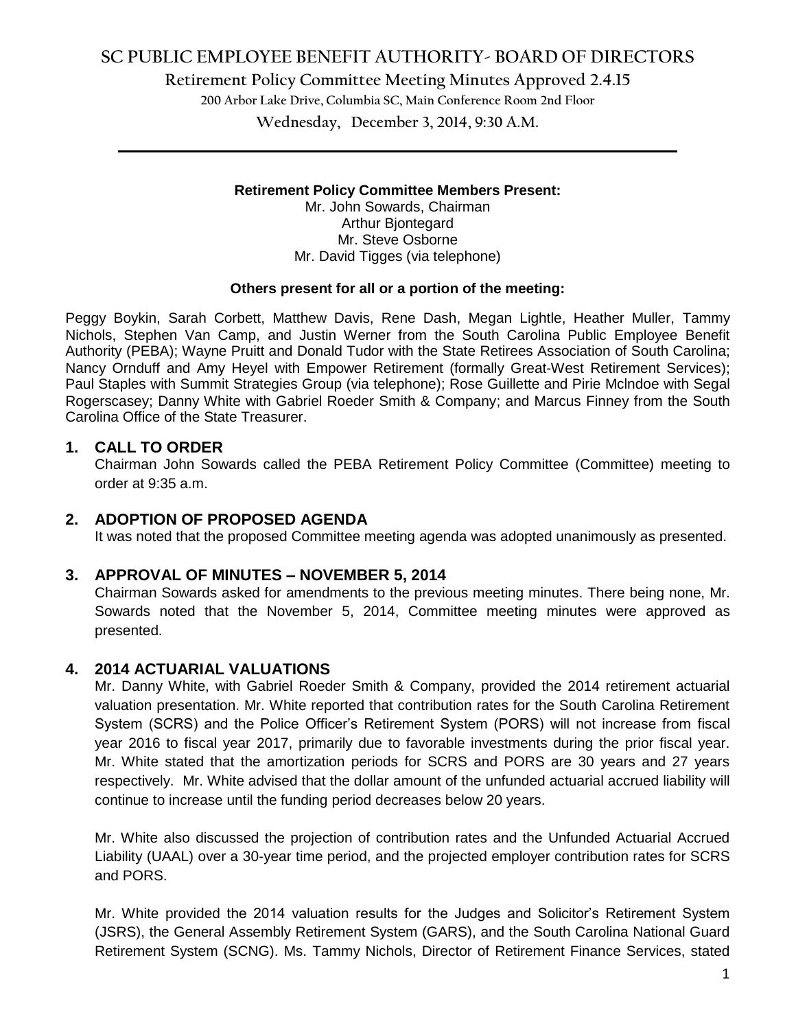# SC PUBLIC EMPLOYEE BENEFIT AUTHORITY- BOARD OF DIRECTORS

## Retirement Policy Committee Meeting Minutes Approved 2.4.15

200 Arbor Lake Drive, Columbia SC, Main Conference Room 2nd Floor

Wednesday, December 3, 2014, 9:30 A.M.

---

**Retirement Policy Committee Members Present:**

Mr. John Sowards, Chairman
Arthur Bjontegard
Mr. Steve Osborne
Mr. David Tigges (via telephone)

**Others present for all or a portion of the meeting:**

Peggy Boykin, Sarah Corbett, Matthew Davis, Rene Dash, Megan Lightle, Heather Muller, Tammy Nichols, Stephen Van Camp, and Justin Werner from the South Carolina Public Employee Benefit Authority (PEBA); Wayne Pruitt and Donald Tudor with the State Retirees Association of South Carolina; Nancy Ornduff and Amy Heyel with Empower Retirement (formally Great-West Retirement Services); Paul Staples with Summit Strategies Group (via telephone); Rose Guillette and Pirie Mclndoe with Segal Rogerscasey; Danny White with Gabriel Roeder Smith & Company; and Marcus Finney from the South Carolina Office of the State Treasurer.

### 1. CALL TO ORDER

Chairman John Sowards called the PEBA Retirement Policy Committee (Committee) meeting to order at 9:35 a.m.

### 2. ADOPTION OF PROPOSED AGENDA

It was noted that the proposed Committee meeting agenda was adopted unanimously as presented.

### 3. APPROVAL OF MINUTES – NOVEMBER 5, 2014

Chairman Sowards asked for amendments to the previous meeting minutes. There being none, Mr. Sowards noted that the November 5, 2014, Committee meeting minutes were approved as presented.

### 4. 2014 ACTUARIAL VALUATIONS

Mr. Danny White, with Gabriel Roeder Smith & Company, provided the 2014 retirement actuarial valuation presentation. Mr. White reported that contribution rates for the South Carolina Retirement System (SCRS) and the Police Officer's Retirement System (PORS) will not increase from fiscal year 2016 to fiscal year 2017, primarily due to favorable investments during the prior fiscal year. Mr. White stated that the amortization periods for SCRS and PORS are 30 years and 27 years respectively. Mr. White advised that the dollar amount of the unfunded actuarial accrued liability will continue to increase until the funding period decreases below 20 years.

Mr. White also discussed the projection of contribution rates and the Unfunded Actuarial Accrued Liability (UAAL) over a 30-year time period, and the projected employer contribution rates for SCRS and PORS.

Mr. White provided the 2014 valuation results for the Judges and Solicitor's Retirement System (JSRS), the General Assembly Retirement System (GARS), and the South Carolina National Guard Retirement System (SCNG). Ms. Tammy Nichols, Director of Retirement Finance Services, stated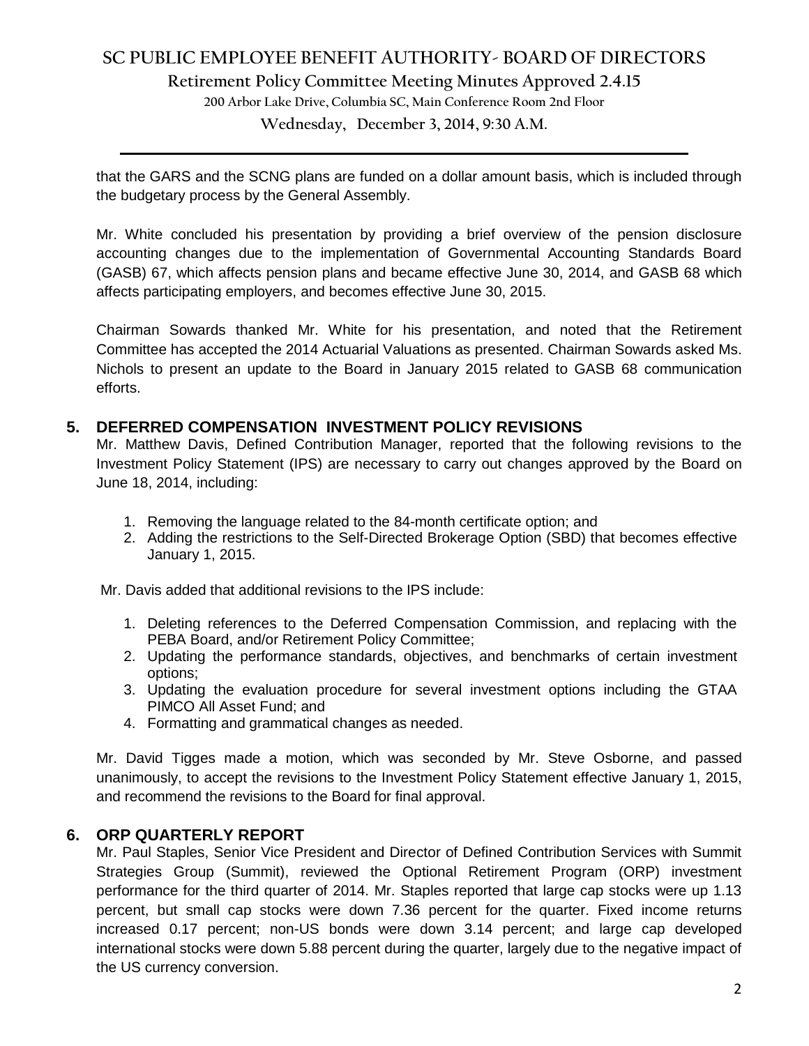that the GARS and the SCNG plans are funded on a dollar amount basis, which is included through the budgetary process by the General Assembly.

Mr. White concluded his presentation by providing a brief overview of the pension disclosure accounting changes due to the implementation of Governmental Accounting Standards Board (GASB) 67, which affects pension plans and became effective June 30, 2014, and GASB 68 which affects participating employers, and becomes effective June 30, 2015.

Chairman Sowards thanked Mr. White for his presentation, and noted that the Retirement Committee has accepted the 2014 Actuarial Valuations as presented. Chairman Sowards asked Ms. Nichols to present an update to the Board in January 2015 related to GASB 68 communication efforts.

## 5. DEFERRED COMPENSATION INVESTMENT POLICY REVISIONS

Mr. Matthew Davis, Defined Contribution Manager, reported that the following revisions to the Investment Policy Statement (IPS) are necessary to carry out changes approved by the Board on June 18, 2014, including:

1. Removing the language related to the 84-month certificate option; and
2. Adding the restrictions to the Self-Directed Brokerage Option (SBD) that becomes effective January 1, 2015.

Mr. Davis added that additional revisions to the IPS include:

1. Deleting references to the Deferred Compensation Commission, and replacing with the PEBA Board, and/or Retirement Policy Committee;
2. Updating the performance standards, objectives, and benchmarks of certain investment options;
3. Updating the evaluation procedure for several investment options including the GTAA PIMCO All Asset Fund; and
4. Formatting and grammatical changes as needed.

Mr. David Tigges made a motion, which was seconded by Mr. Steve Osborne, and passed unanimously, to accept the revisions to the Investment Policy Statement effective January 1, 2015, and recommend the revisions to the Board for final approval.

## 6. ORP QUARTERLY REPORT

Mr. Paul Staples, Senior Vice President and Director of Defined Contribution Services with Summit Strategies Group (Summit), reviewed the Optional Retirement Program (ORP) investment performance for the third quarter of 2014. Mr. Staples reported that large cap stocks were up 1.13 percent, but small cap stocks were down 7.36 percent for the quarter. Fixed income returns increased 0.17 percent; non-US bonds were down 3.14 percent; and large cap developed international stocks were down 5.88 percent during the quarter, largely due to the negative impact of the US currency conversion.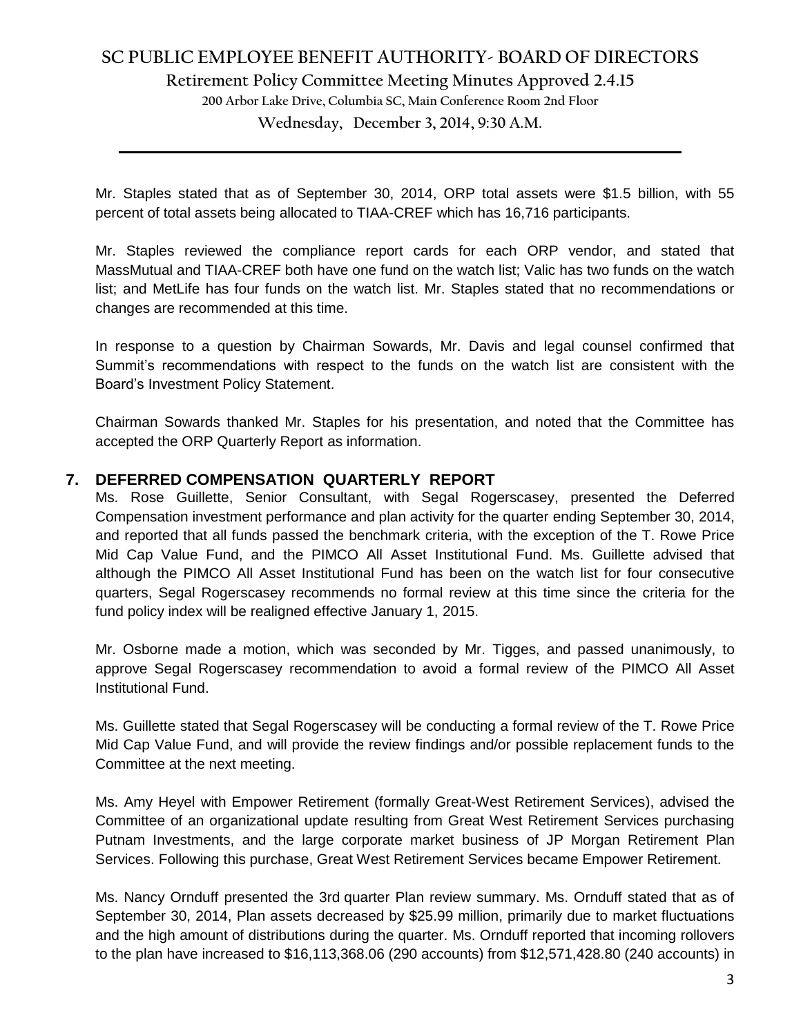Mr. Staples stated that as of September 30, 2014, ORP total assets were $1.5 billion, with 55 percent of total assets being allocated to TIAA-CREF which has 16,716 participants.

Mr. Staples reviewed the compliance report cards for each ORP vendor, and stated that MassMutual and TIAA-CREF both have one fund on the watch list; Valic has two funds on the watch list; and MetLife has four funds on the watch list. Mr. Staples stated that no recommendations or changes are recommended at this time.

In response to a question by Chairman Sowards, Mr. Davis and legal counsel confirmed that Summit's recommendations with respect to the funds on the watch list are consistent with the Board's Investment Policy Statement.

Chairman Sowards thanked Mr. Staples for his presentation, and noted that the Committee has accepted the ORP Quarterly Report as information.

## 7. DEFERRED COMPENSATION QUARTERLY REPORT

Ms. Rose Guillette, Senior Consultant, with Segal Rogerscasey, presented the Deferred Compensation investment performance and plan activity for the quarter ending September 30, 2014, and reported that all funds passed the benchmark criteria, with the exception of the T. Rowe Price Mid Cap Value Fund, and the PIMCO All Asset Institutional Fund. Ms. Guillette advised that although the PIMCO All Asset Institutional Fund has been on the watch list for four consecutive quarters, Segal Rogerscasey recommends no formal review at this time since the criteria for the fund policy index will be realigned effective January 1, 2015.

Mr. Osborne made a motion, which was seconded by Mr. Tigges, and passed unanimously, to approve Segal Rogerscasey recommendation to avoid a formal review of the PIMCO All Asset Institutional Fund.

Ms. Guillette stated that Segal Rogerscasey will be conducting a formal review of the T. Rowe Price Mid Cap Value Fund, and will provide the review findings and/or possible replacement funds to the Committee at the next meeting.

Ms. Amy Heyel with Empower Retirement (formally Great-West Retirement Services), advised the Committee of an organizational update resulting from Great West Retirement Services purchasing Putnam Investments, and the large corporate market business of JP Morgan Retirement Plan Services. Following this purchase, Great West Retirement Services became Empower Retirement.

Ms. Nancy Ornduff presented the 3rd quarter Plan review summary. Ms. Ornduff stated that as of September 30, 2014, Plan assets decreased by $25.99 million, primarily due to market fluctuations and the high amount of distributions during the quarter. Ms. Ornduff reported that incoming rollovers to the plan have increased to $16,113,368.06 (290 accounts) from $12,571,428.80 (240 accounts) in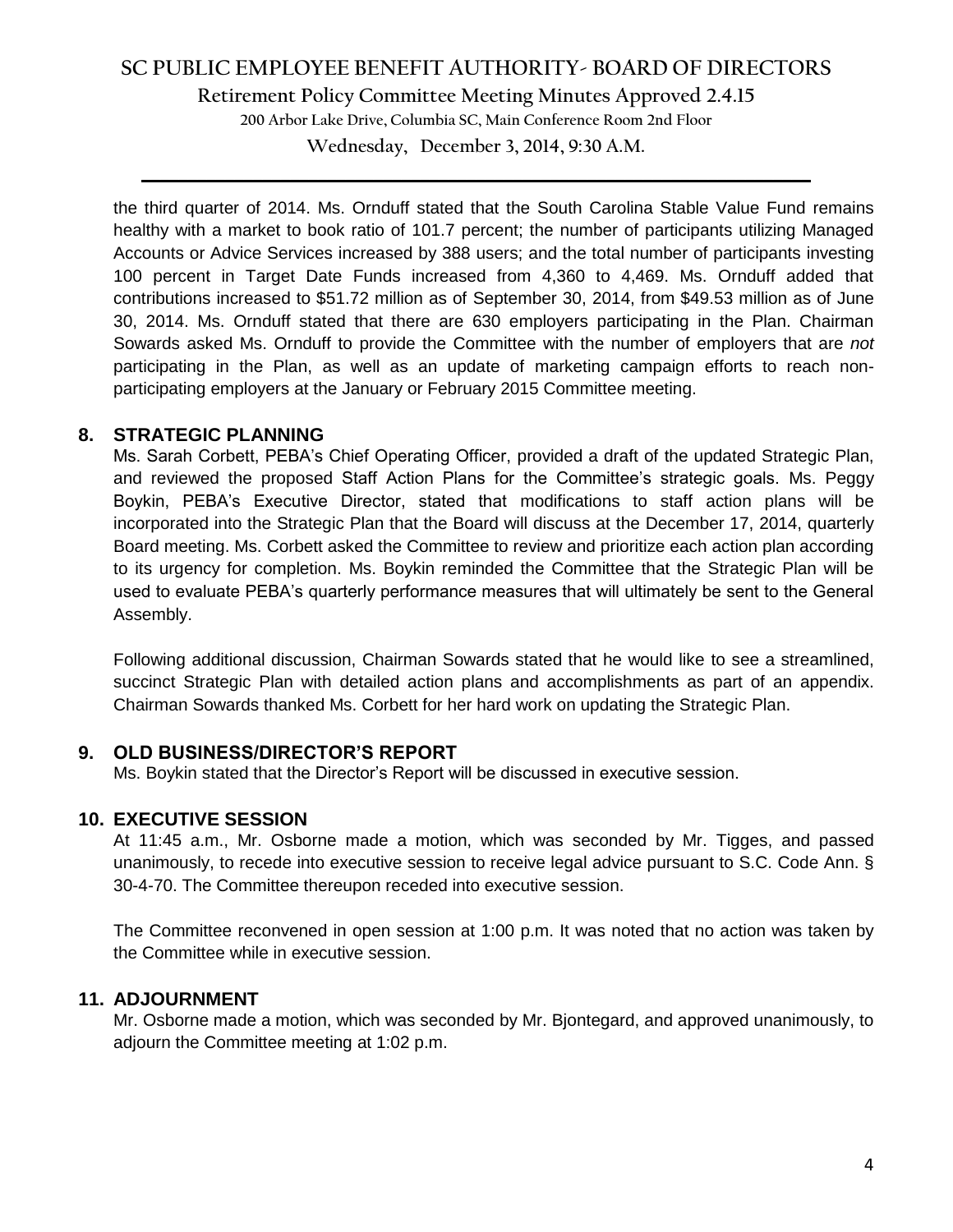the third quarter of 2014. Ms. Ornduff stated that the South Carolina Stable Value Fund remains healthy with a market to book ratio of 101.7 percent; the number of participants utilizing Managed Accounts or Advice Services increased by 388 users; and the total number of participants investing 100 percent in Target Date Funds increased from 4,360 to 4,469. Ms. Ornduff added that contributions increased to \$51.72 million as of September 30, 2014, from \$49.53 million as of June 30, 2014. Ms. Ornduff stated that there are 630 employers participating in the Plan. Chairman Sowards asked Ms. Ornduff to provide the Committee with the number of employers that are *not* participating in the Plan, as well as an update of marketing campaign efforts to reach non-participating employers at the January or February 2015 Committee meeting.

## 8. STRATEGIC PLANNING

Ms. Sarah Corbett, PEBA's Chief Operating Officer, provided a draft of the updated Strategic Plan, and reviewed the proposed Staff Action Plans for the Committee's strategic goals. Ms. Peggy Boykin, PEBA's Executive Director, stated that modifications to staff action plans will be incorporated into the Strategic Plan that the Board will discuss at the December 17, 2014, quarterly Board meeting. Ms. Corbett asked the Committee to review and prioritize each action plan according to its urgency for completion. Ms. Boykin reminded the Committee that the Strategic Plan will be used to evaluate PEBA's quarterly performance measures that will ultimately be sent to the General Assembly.

Following additional discussion, Chairman Sowards stated that he would like to see a streamlined, succinct Strategic Plan with detailed action plans and accomplishments as part of an appendix. Chairman Sowards thanked Ms. Corbett for her hard work on updating the Strategic Plan.

## 9. OLD BUSINESS/DIRECTOR'S REPORT

Ms. Boykin stated that the Director's Report will be discussed in executive session.

## 10. EXECUTIVE SESSION

At 11:45 a.m., Mr. Osborne made a motion, which was seconded by Mr. Tigges, and passed unanimously, to recede into executive session to receive legal advice pursuant to S.C. Code Ann. § 30-4-70. The Committee thereupon receded into executive session.

The Committee reconvened in open session at 1:00 p.m. It was noted that no action was taken by the Committee while in executive session.

## 11. ADJOURNMENT

Mr. Osborne made a motion, which was seconded by Mr. Bjontegard, and approved unanimously, to adjourn the Committee meeting at 1:02 p.m.